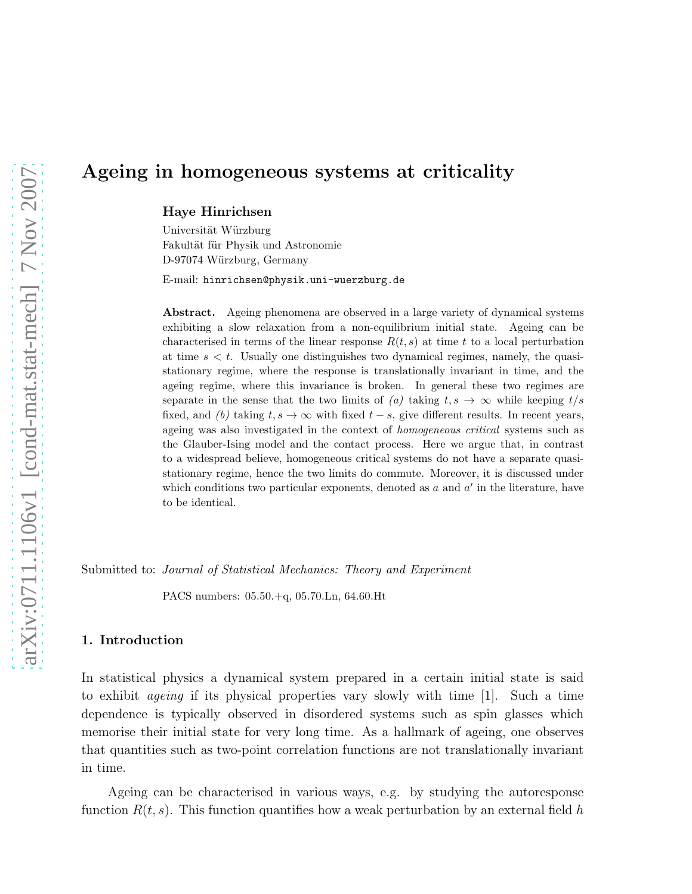# Ageing in homogeneous systems at criticality

**Haye Hinrichsen**

Universität Würzburg
Fakultät für Physik und Astronomie
D-97074 Würzburg, Germany

E-mail: hinrichsen@physik.uni-wuerzburg.de

**Abstract.** Ageing phenomena are observed in a large variety of dynamical systems exhibiting a slow relaxation from a non-equilibrium initial state. Ageing can be characterised in terms of the linear response $R(t, s)$ at time $t$ to a local perturbation at time $s < t$. Usually one distinguishes two dynamical regimes, namely, the quasi-stationary regime, where the response is translationally invariant in time, and the ageing regime, where this invariance is broken. In general these two regimes are separate in the sense that the two limits of *(a)* taking $t, s \to \infty$ while keeping $t/s$ fixed, and *(b)* taking $t, s \to \infty$ with fixed $t - s$, give different results. In recent years, ageing was also investigated in the context of *homogeneous critical* systems such as the Glauber-Ising model and the contact process. Here we argue that, in contrast to a widespread believe, homogeneous critical systems do not have a separate quasi-stationary regime, hence the two limits do commute. Moreover, it is discussed under which conditions two particular exponents, denoted as $a$ and $a'$ in the literature, have to be identical.

Submitted to: *Journal of Statistical Mechanics: Theory and Experiment*

PACS numbers: 05.50.+q, 05.70.Ln, 64.60.Ht

## 1. Introduction

In statistical physics a dynamical system prepared in a certain initial state is said to exhibit *ageing* if its physical properties vary slowly with time [1]. Such a time dependence is typically observed in disordered systems such as spin glasses which memorise their initial state for very long time. As a hallmark of ageing, one observes that quantities such as two-point correlation functions are not translationally invariant in time.

Ageing can be characterised in various ways, e.g. by studying the autoresponse function $R(t, s)$. This function quantifies how a weak perturbation by an external field $h$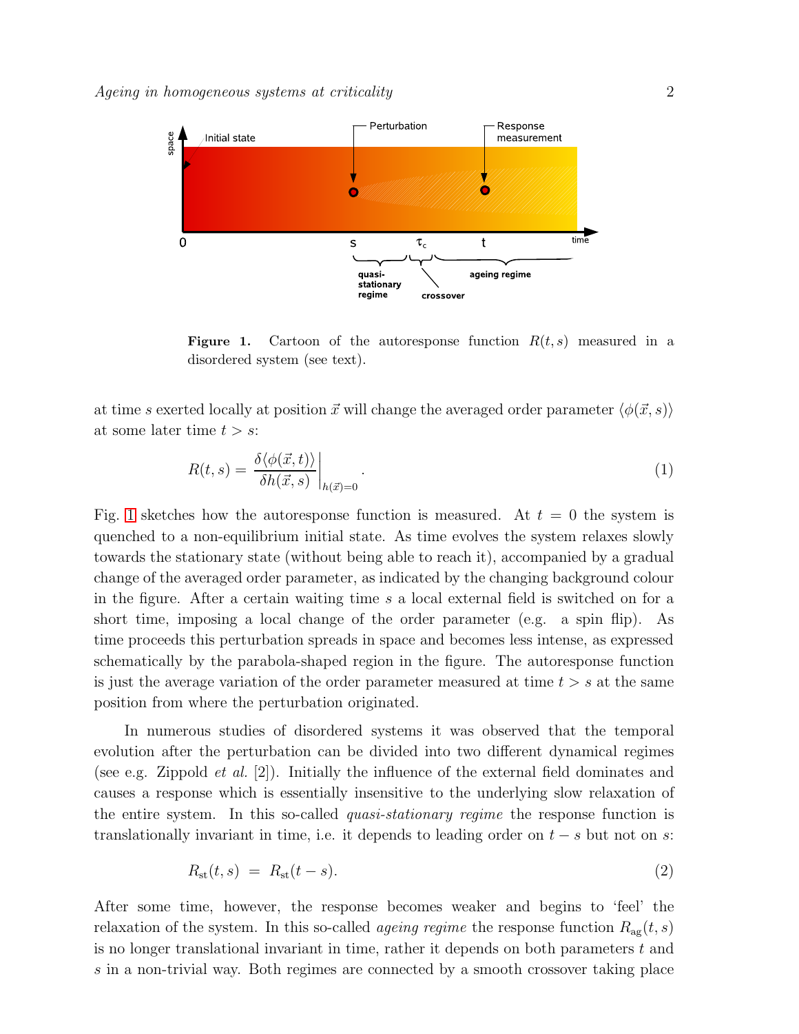**Figure 1.** Cartoon of the autoresponse function $R(t, s)$ measured in a disordered system (see text).

at time $s$ exerted locally at position $\vec{x}$ will change the averaged order parameter $\langle\phi(\vec{x}, s)\rangle$ at some later time $t > s$:

$$R(t, s) = \left. \frac{\delta\langle\phi(\vec{x}, t)\rangle}{\delta h(\vec{x}, s)} \right|_{h(\vec{x})=0}. \tag{1}$$

Fig. 1 sketches how the autoresponse function is measured. At $t = 0$ the system is quenched to a non-equilibrium initial state. As time evolves the system relaxes slowly towards the stationary state (without being able to reach it), accompanied by a gradual change of the averaged order parameter, as indicated by the changing background colour in the figure. After a certain waiting time $s$ a local external field is switched on for a short time, imposing a local change of the order parameter (e.g. a spin flip). As time proceeds this perturbation spreads in space and becomes less intense, as expressed schematically by the parabola-shaped region in the figure. The autoresponse function is just the average variation of the order parameter measured at time $t > s$ at the same position from where the perturbation originated.

In numerous studies of disordered systems it was observed that the temporal evolution after the perturbation can be divided into two different dynamical regimes (see e.g. Zippold *et al.* [2]). Initially the influence of the external field dominates and causes a response which is essentially insensitive to the underlying slow relaxation of the entire system. In this so-called *quasi-stationary regime* the response function is translationally invariant in time, i.e. it depends to leading order on $t - s$ but not on $s$:

$$R_{\rm st}(t, s) \;=\; R_{\rm st}(t - s). \tag{2}$$

After some time, however, the response becomes weaker and begins to 'feel' the relaxation of the system. In this so-called *ageing regime* the response function $R_{\rm ag}(t, s)$ is no longer translational invariant in time, rather it depends on both parameters $t$ and $s$ in a non-trivial way. Both regimes are connected by a smooth crossover taking place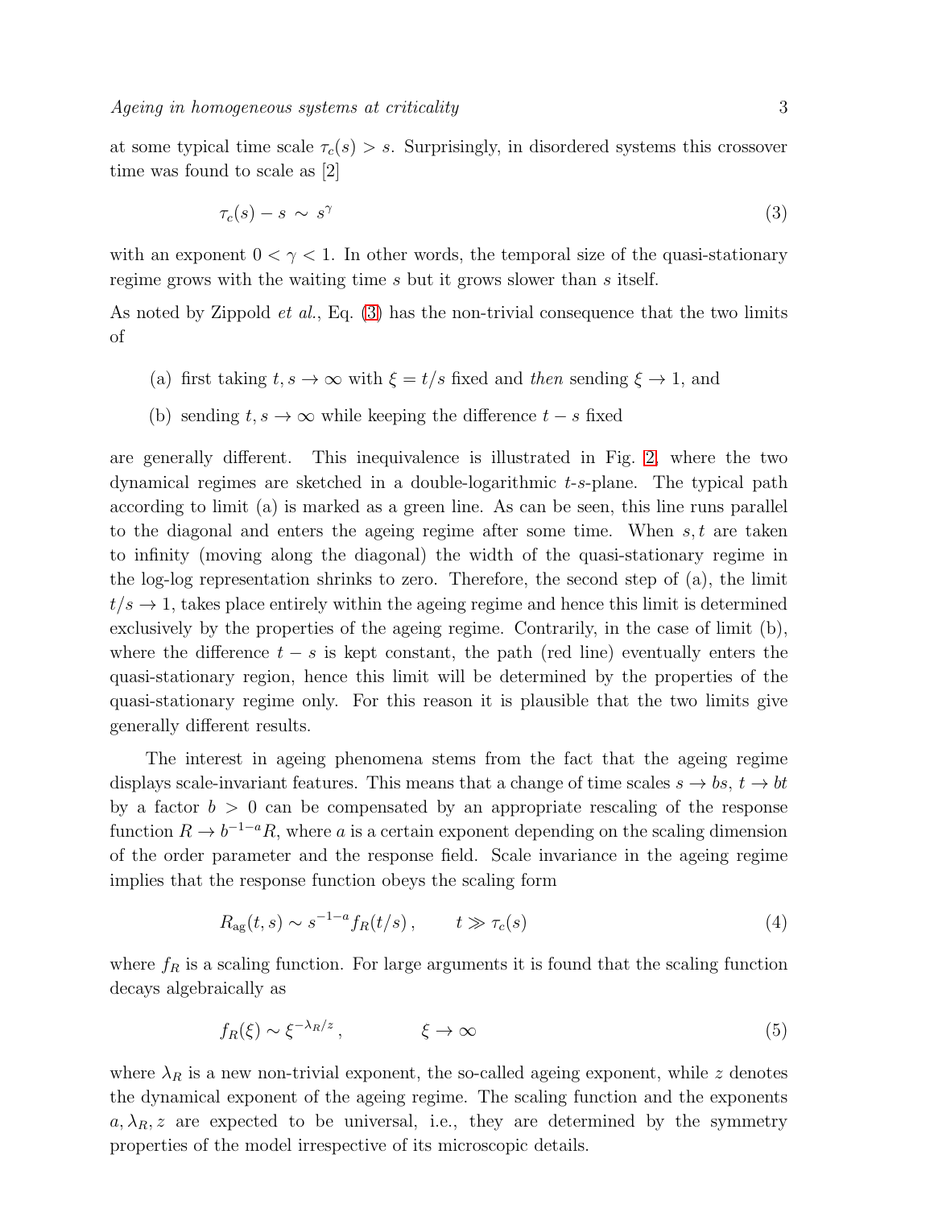at some typical time scale $\tau_c(s) > s$. Surprisingly, in disordered systems this crossover time was found to scale as [2]

$$\tau_c(s) - s \sim s^{\gamma} \tag{3}$$

with an exponent $0 < \gamma < 1$. In other words, the temporal size of the quasi-stationary regime grows with the waiting time $s$ but it grows slower than $s$ itself.

As noted by Zippold *et al.*, Eq. (3) has the non-trivial consequence that the two limits of

(a) first taking $t, s \to \infty$ with $\xi = t/s$ fixed and *then* sending $\xi \to 1$, and

(b) sending $t, s \to \infty$ while keeping the difference $t - s$ fixed

are generally different. This inequivalence is illustrated in Fig. 2, where the two dynamical regimes are sketched in a double-logarithmic $t$-$s$-plane. The typical path according to limit (a) is marked as a green line. As can be seen, this line runs parallel to the diagonal and enters the ageing regime after some time. When $s, t$ are taken to infinity (moving along the diagonal) the width of the quasi-stationary regime in the log-log representation shrinks to zero. Therefore, the second step of (a), the limit $t/s \to 1$, takes place entirely within the ageing regime and hence this limit is determined exclusively by the properties of the ageing regime. Contrarily, in the case of limit (b), where the difference $t - s$ is kept constant, the path (red line) eventually enters the quasi-stationary region, hence this limit will be determined by the properties of the quasi-stationary regime only. For this reason it is plausible that the two limits give generally different results.

The interest in ageing phenomena stems from the fact that the ageing regime displays scale-invariant features. This means that a change of time scales $s \to bs$, $t \to bt$ by a factor $b > 0$ can be compensated by an appropriate rescaling of the response function $R \to b^{-1-a}R$, where $a$ is a certain exponent depending on the scaling dimension of the order parameter and the response field. Scale invariance in the ageing regime implies that the response function obeys the scaling form

$$R_{\rm ag}(t, s) \sim s^{-1-a} f_R(t/s) \,, \qquad t \gg \tau_c(s) \tag{4}$$

where $f_R$ is a scaling function. For large arguments it is found that the scaling function decays algebraically as

$$f_R(\xi) \sim \xi^{-\lambda_R/z} \,, \qquad \xi \to \infty \tag{5}$$

where $\lambda_R$ is a new non-trivial exponent, the so-called ageing exponent, while $z$ denotes the dynamical exponent of the ageing regime. The scaling function and the exponents $a, \lambda_R, z$ are expected to be universal, i.e., they are determined by the symmetry properties of the model irrespective of its microscopic details.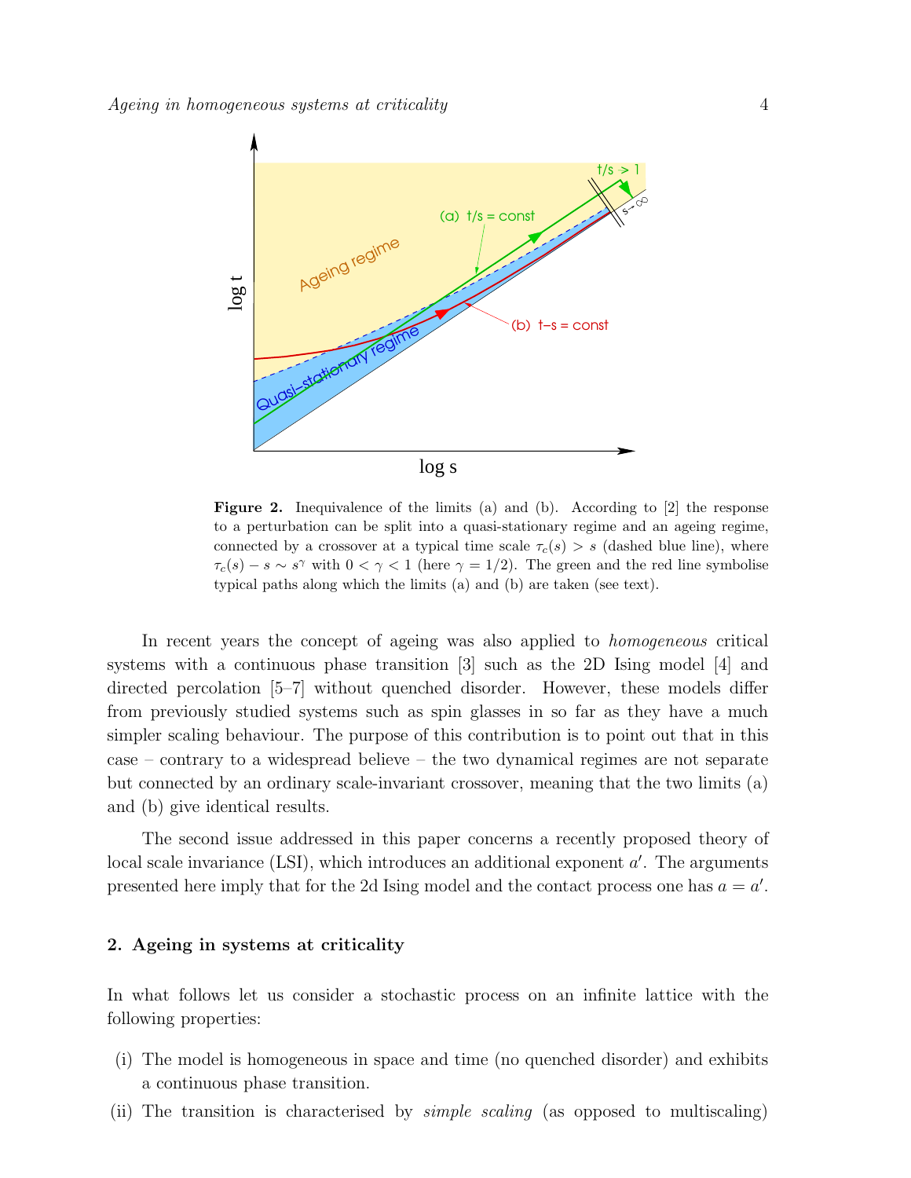**Figure 2.** Inequivalence of the limits (a) and (b). According to [2] the response to a perturbation can be split into a quasi-stationary regime and an ageing regime, connected by a crossover at a typical time scale $\tau_c(s) > s$ (dashed blue line), where $\tau_c(s) - s \sim s^\gamma$ with $0 < \gamma < 1$ (here $\gamma = 1/2$). The green and the red line symbolise typical paths along which the limits (a) and (b) are taken (see text).

In recent years the concept of ageing was also applied to *homogeneous* critical systems with a continuous phase transition [3] such as the 2D Ising model [4] and directed percolation [5–7] without quenched disorder. However, these models differ from previously studied systems such as spin glasses in so far as they have a much simpler scaling behaviour. The purpose of this contribution is to point out that in this case – contrary to a widespread believe – the two dynamical regimes are not separate but connected by an ordinary scale-invariant crossover, meaning that the two limits (a) and (b) give identical results.

The second issue addressed in this paper concerns a recently proposed theory of local scale invariance (LSI), which introduces an additional exponent $a'$. The arguments presented here imply that for the 2d Ising model and the contact process one has $a = a'$.

## 2. Ageing in systems at criticality

In what follows let us consider a stochastic process on an infinite lattice with the following properties:

(i) The model is homogeneous in space and time (no quenched disorder) and exhibits a continuous phase transition.

(ii) The transition is characterised by *simple scaling* (as opposed to multiscaling)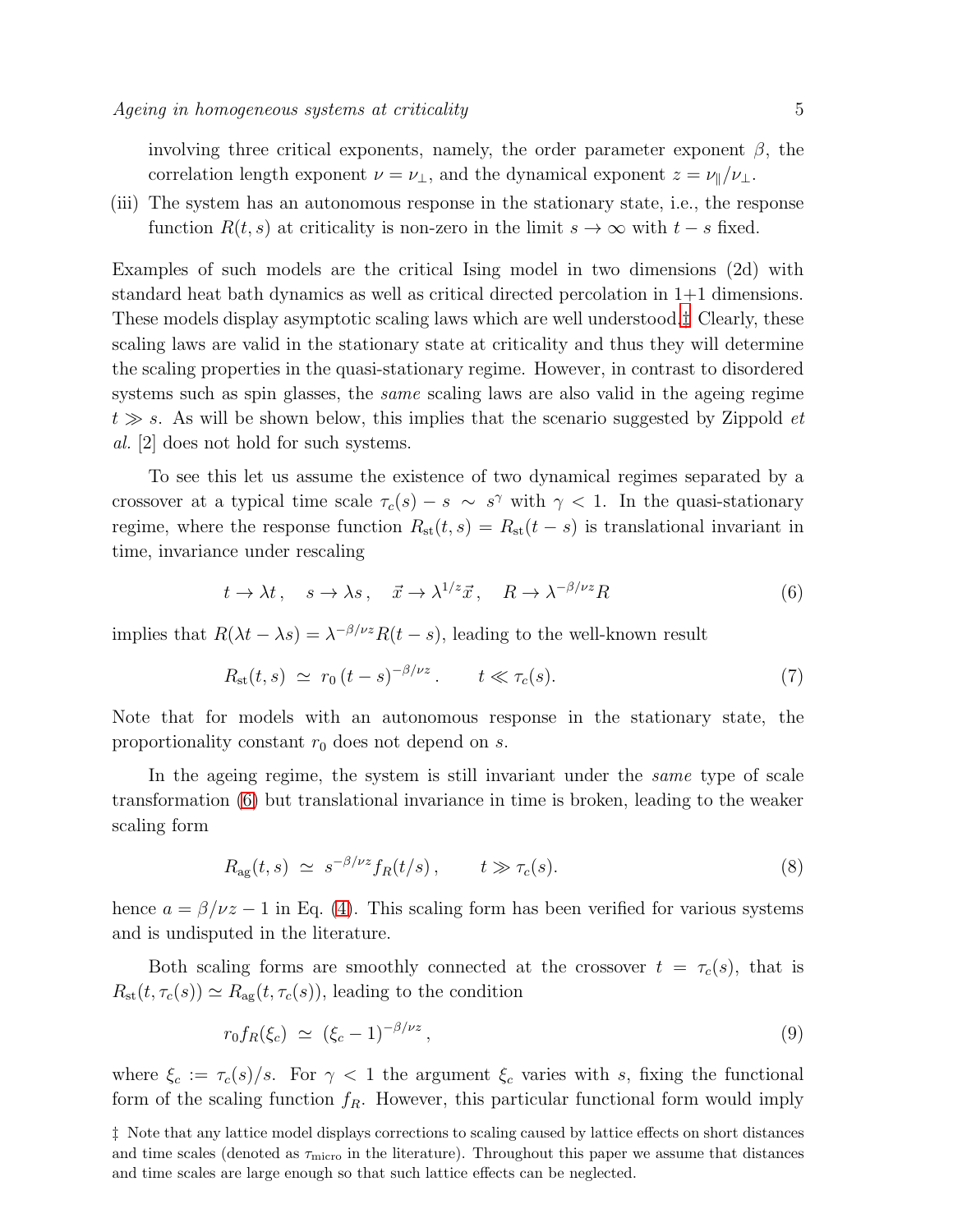involving three critical exponents, namely, the order parameter exponent $\beta$, the correlation length exponent $\nu = \nu_\perp$, and the dynamical exponent $z = \nu_\parallel/\nu_\perp$.

(iii) The system has an autonomous response in the stationary state, i.e., the response function $R(t,s)$ at criticality is non-zero in the limit $s \to \infty$ with $t - s$ fixed.

Examples of such models are the critical Ising model in two dimensions (2d) with standard heat bath dynamics as well as critical directed percolation in 1+1 dimensions. These models display asymptotic scaling laws which are well understood.‡ Clearly, these scaling laws are valid in the stationary state at criticality and thus they will determine the scaling properties in the quasi-stationary regime. However, in contrast to disordered systems such as spin glasses, the *same* scaling laws are also valid in the ageing regime $t \gg s$. As will be shown below, this implies that the scenario suggested by Zippold *et al.* [2] does not hold for such systems.

To see this let us assume the existence of two dynamical regimes separated by a crossover at a typical time scale $\tau_c(s) - s \sim s^\gamma$ with $\gamma < 1$. In the quasi-stationary regime, where the response function $R_{\rm st}(t,s) = R_{\rm st}(t-s)$ is translational invariant in time, invariance under rescaling

$$t \to \lambda t\,, \quad s \to \lambda s\,, \quad \vec{x} \to \lambda^{1/z}\vec{x}\,, \quad R \to \lambda^{-\beta/\nu z} R \tag{6}$$

implies that $R(\lambda t - \lambda s) = \lambda^{-\beta/\nu z} R(t-s)$, leading to the well-known result

$$R_{\rm st}(t,s) \;\simeq\; r_0\,(t-s)^{-\beta/\nu z}\,. \qquad t \ll \tau_c(s). \tag{7}$$

Note that for models with an autonomous response in the stationary state, the proportionality constant $r_0$ does not depend on $s$.

In the ageing regime, the system is still invariant under the *same* type of scale transformation (6) but translational invariance in time is broken, leading to the weaker scaling form

$$R_{\rm ag}(t,s) \;\simeq\; s^{-\beta/\nu z} f_R(t/s)\,, \qquad t \gg \tau_c(s). \tag{8}$$

hence $a = \beta/\nu z - 1$ in Eq. (4). This scaling form has been verified for various systems and is undisputed in the literature.

Both scaling forms are smoothly connected at the crossover $t = \tau_c(s)$, that is $R_{\rm st}(t, \tau_c(s)) \simeq R_{\rm ag}(t, \tau_c(s))$, leading to the condition

$$r_0 f_R(\xi_c) \;\simeq\; (\xi_c - 1)^{-\beta/\nu z}\,, \tag{9}$$

where $\xi_c := \tau_c(s)/s$. For $\gamma < 1$ the argument $\xi_c$ varies with $s$, fixing the functional form of the scaling function $f_R$. However, this particular functional form would imply

‡ Note that any lattice model displays corrections to scaling caused by lattice effects on short distances and time scales (denoted as $\tau_{\rm micro}$ in the literature). Throughout this paper we assume that distances and time scales are large enough so that such lattice effects can be neglected.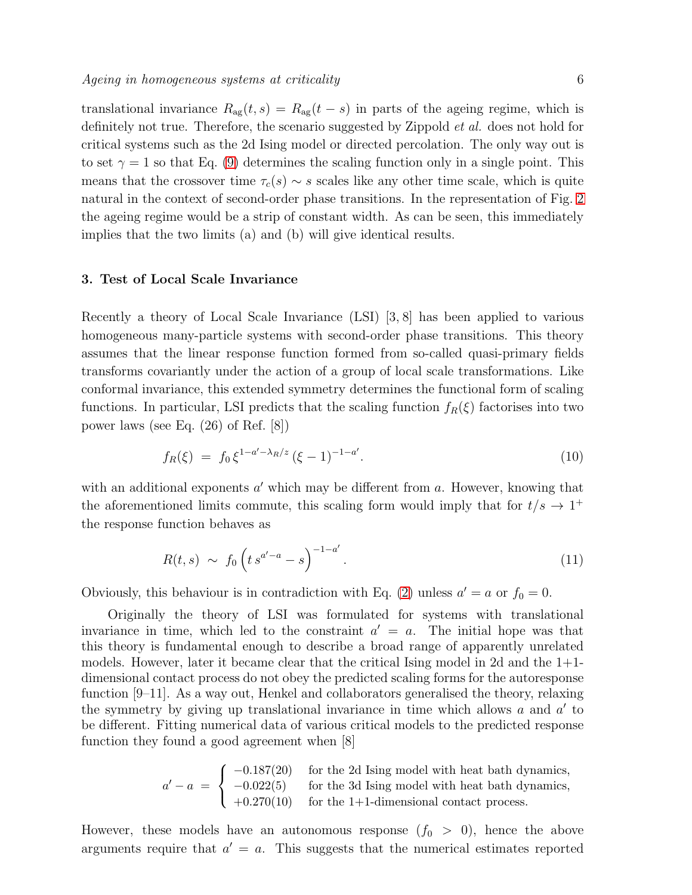translational invariance $R_{\rm ag}(t,s) = R_{\rm ag}(t-s)$ in parts of the ageing regime, which is definitely not true. Therefore, the scenario suggested by Zippold *et al.* does not hold for critical systems such as the 2d Ising model or directed percolation. The only way out is to set $\gamma = 1$ so that Eq. (9) determines the scaling function only in a single point. This means that the crossover time $\tau_c(s) \sim s$ scales like any other time scale, which is quite natural in the context of second-order phase transitions. In the representation of Fig. 2 the ageing regime would be a strip of constant width. As can be seen, this immediately implies that the two limits (a) and (b) will give identical results.

## 3. Test of Local Scale Invariance

Recently a theory of Local Scale Invariance (LSI) [3, 8] has been applied to various homogeneous many-particle systems with second-order phase transitions. This theory assumes that the linear response function formed from so-called quasi-primary fields transforms covariantly under the action of a group of local scale transformations. Like conformal invariance, this extended symmetry determines the functional form of scaling functions. In particular, LSI predicts that the scaling function $f_R(\xi)$ factorises into two power laws (see Eq. (26) of Ref. [8])

$$f_R(\xi) \;=\; f_0\, \xi^{1-a'-\lambda_R/z}\, (\xi-1)^{-1-a'}. \tag{10}$$

with an additional exponents $a'$ which may be different from $a$. However, knowing that the aforementioned limits commute, this scaling form would imply that for $t/s \to 1^+$ the response function behaves as

$$R(t,s) \;\sim\; f_0 \left(t\, s^{a'-a} - s\right)^{-1-a'}. \tag{11}$$

Obviously, this behaviour is in contradiction with Eq. (2) unless $a' = a$ or $f_0 = 0$.

Originally the theory of LSI was formulated for systems with translational invariance in time, which led to the constraint $a' = a$. The initial hope was that this theory is fundamental enough to describe a broad range of apparently unrelated models. However, later it became clear that the critical Ising model in 2d and the 1+1-dimensional contact process do not obey the predicted scaling forms for the autoresponse function [9–11]. As a way out, Henkel and collaborators generalised the theory, relaxing the symmetry by giving up translational invariance in time which allows $a$ and $a'$ to be different. Fitting numerical data of various critical models to the predicted response function they found a good agreement when [8]

$$a' - a \;=\; \begin{cases} -0.187(20) & \text{for the 2d Ising model with heat bath dynamics,} \\ -0.022(5) & \text{for the 3d Ising model with heat bath dynamics,} \\ +0.270(10) & \text{for the 1+1-dimensional contact process.} \end{cases}$$

However, these models have an autonomous response ($f_0 > 0$), hence the above arguments require that $a' = a$. This suggests that the numerical estimates reported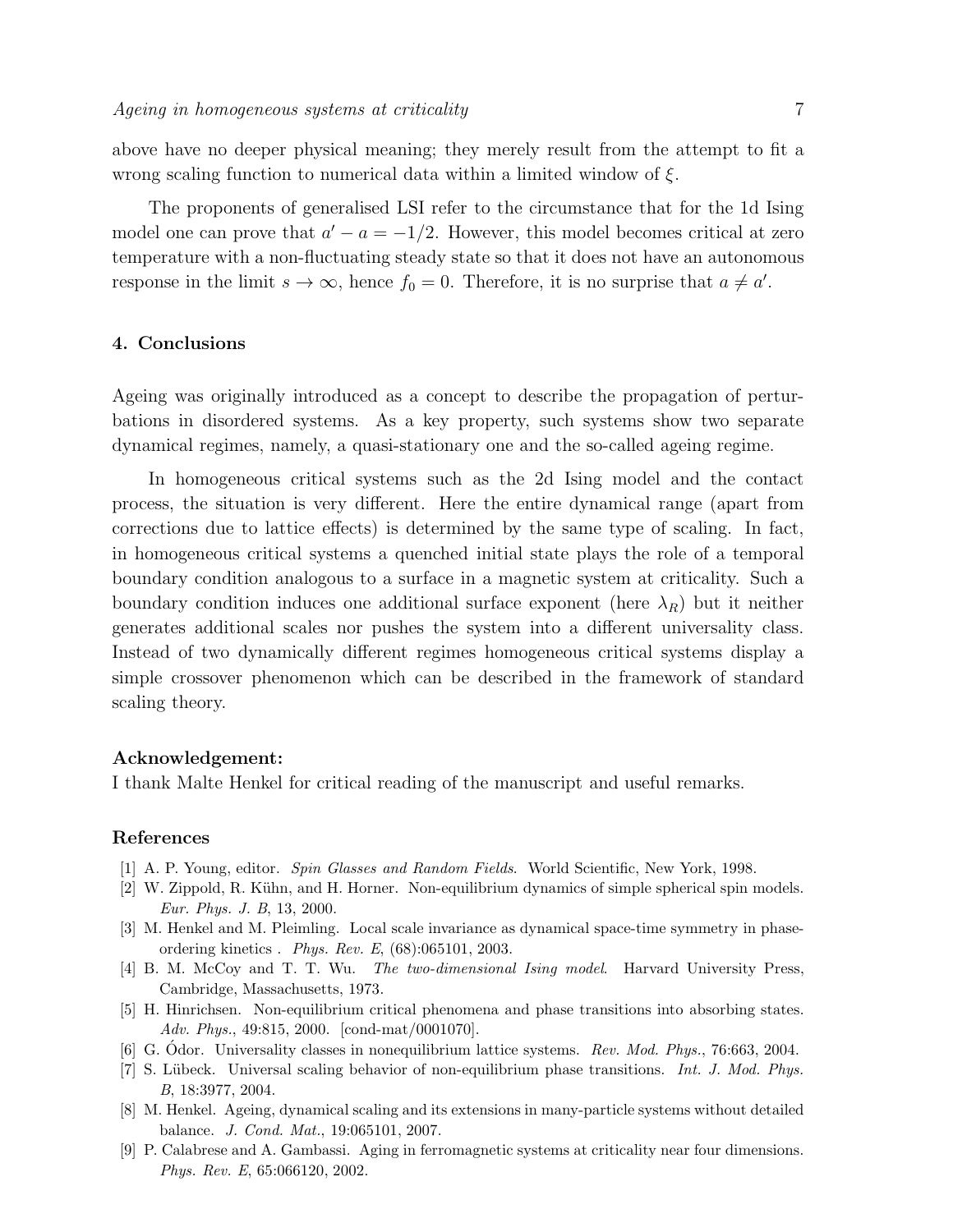above have no deeper physical meaning; they merely result from the attempt to fit a wrong scaling function to numerical data within a limited window of $\xi$.

The proponents of generalised LSI refer to the circumstance that for the 1d Ising model one can prove that $a' - a = -1/2$. However, this model becomes critical at zero temperature with a non-fluctuating steady state so that it does not have an autonomous response in the limit $s \to \infty$, hence $f_0 = 0$. Therefore, it is no surprise that $a \neq a'$.

## 4. Conclusions

Ageing was originally introduced as a concept to describe the propagation of perturbations in disordered systems. As a key property, such systems show two separate dynamical regimes, namely, a quasi-stationary one and the so-called ageing regime.

In homogeneous critical systems such as the 2d Ising model and the contact process, the situation is very different. Here the entire dynamical range (apart from corrections due to lattice effects) is determined by the same type of scaling. In fact, in homogeneous critical systems a quenched initial state plays the role of a temporal boundary condition analogous to a surface in a magnetic system at criticality. Such a boundary condition induces one additional surface exponent (here $\lambda_R$) but it neither generates additional scales nor pushes the system into a different universality class. Instead of two dynamically different regimes homogeneous critical systems display a simple crossover phenomenon which can be described in the framework of standard scaling theory.

### Acknowledgement:

I thank Malte Henkel for critical reading of the manuscript and useful remarks.

### References

[1] A. P. Young, editor. *Spin Glasses and Random Fields*. World Scientific, New York, 1998.

[2] W. Zippold, R. Kühn, and H. Horner. Non-equilibrium dynamics of simple spherical spin models. *Eur. Phys. J. B*, 13, 2000.

[3] M. Henkel and M. Pleimling. Local scale invariance as dynamical space-time symmetry in phase-ordering kinetics . *Phys. Rev. E*, (68):065101, 2003.

[4] B. M. McCoy and T. T. Wu. *The two-dimensional Ising model*. Harvard University Press, Cambridge, Massachusetts, 1973.

[5] H. Hinrichsen. Non-equilibrium critical phenomena and phase transitions into absorbing states. *Adv. Phys.*, 49:815, 2000. [cond-mat/0001070].

[6] G. Ódor. Universality classes in nonequilibrium lattice systems. *Rev. Mod. Phys.*, 76:663, 2004.

[7] S. Lübeck. Universal scaling behavior of non-equilibrium phase transitions. *Int. J. Mod. Phys. B*, 18:3977, 2004.

[8] M. Henkel. Ageing, dynamical scaling and its extensions in many-particle systems without detailed balance. *J. Cond. Mat.*, 19:065101, 2007.

[9] P. Calabrese and A. Gambassi. Aging in ferromagnetic systems at criticality near four dimensions. *Phys. Rev. E*, 65:066120, 2002.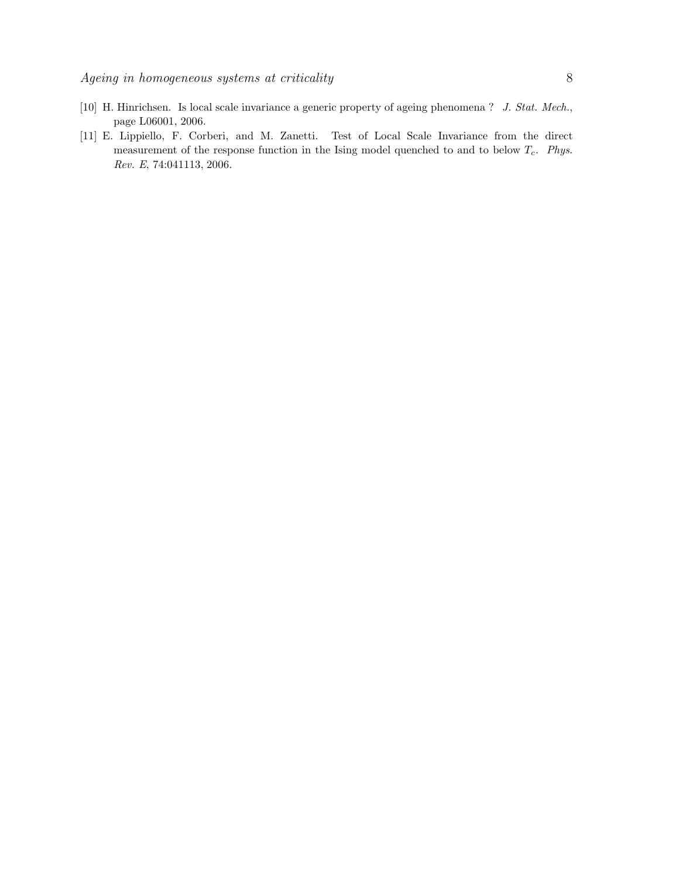[10] H. Hinrichsen. Is local scale invariance a generic property of ageing phenomena ? *J. Stat. Mech.*, page L06001, 2006.

[11] E. Lippiello, F. Corberi, and M. Zanetti. Test of Local Scale Invariance from the direct measurement of the response function in the Ising model quenched to and to below $T_c$. *Phys. Rev. E*, 74:041113, 2006.